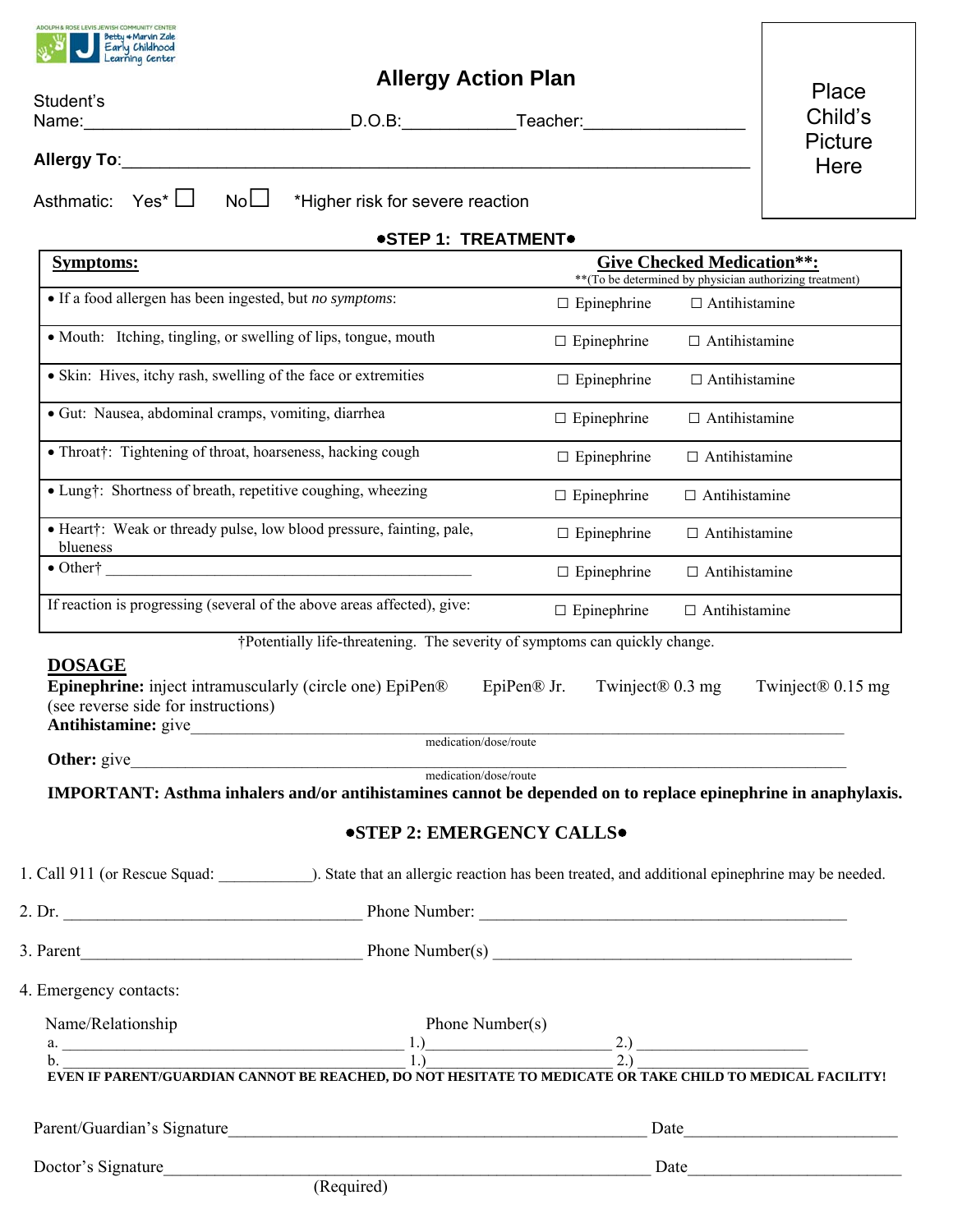ADOLPH & ROSE LEVIS JEWISH COMMUNITY CENTER
Betty & Marvin Zale Early Childhood Learning Center

# Allergy Action Plan

Place Child's Picture Here

Student's Name:____________________________D.O.B:___________Teacher:________________

**Allergy To**:_______________________________________________________________

Asthmatic: Yes* ☐ No☐ *Higher risk for severe reaction

## •STEP 1: TREATMENT•

| **Symptoms:** | **Give Checked Medication\*\*:** \*\*(To be determined by physician authorizing treatment) |
|---|---|
| • If a food allergen has been ingested, but *no symptoms*: | ☐ Epinephrine ☐ Antihistamine |
| • Mouth: Itching, tingling, or swelling of lips, tongue, mouth | ☐ Epinephrine ☐ Antihistamine |
| • Skin: Hives, itchy rash, swelling of the face or extremities | ☐ Epinephrine ☐ Antihistamine |
| • Gut: Nausea, abdominal cramps, vomiting, diarrhea | ☐ Epinephrine ☐ Antihistamine |
| • Throat†: Tightening of throat, hoarseness, hacking cough | ☐ Epinephrine ☐ Antihistamine |
| • Lung†: Shortness of breath, repetitive coughing, wheezing | ☐ Epinephrine ☐ Antihistamine |
| • Heart†: Weak or thready pulse, low blood pressure, fainting, pale, blueness | ☐ Epinephrine ☐ Antihistamine |
| • Other† ____________________________________________ | ☐ Epinephrine ☐ Antihistamine |
| If reaction is progressing (several of the above areas affected), give: | ☐ Epinephrine ☐ Antihistamine |

†Potentially life-threatening. The severity of symptoms can quickly change.

**DOSAGE**

**Epinephrine:** inject intramuscularly (circle one) EpiPen® EpiPen® Jr. Twinject® 0.3 mg Twinject® 0.15 mg (see reverse side for instructions)

**Antihistamine:** give_____________________________________________________________________
medication/dose/route

**Other:** give__________________________________________________________________________
medication/dose/route

**IMPORTANT: Asthma inhalers and/or antihistamines cannot be depended on to replace epinephrine in anaphylaxis.**

## •STEP 2: EMERGENCY CALLS•

1. Call 911 (or Rescue Squad: ___________). State that an allergic reaction has been treated, and additional epinephrine may be needed.

2. Dr. ___________________________________ Phone Number: ____________________________________________

3. Parent_________________________________ Phone Number(s) ___________________________________________

4. Emergency contacts:

Name/Relationship Phone Number(s)

a. ________________________________________ 1.)______________________ 2.) ____________________

b. ________________________________________ 1.)______________________ 2.) ____________________

**EVEN IF PARENT/GUARDIAN CANNOT BE REACHED, DO NOT HESITATE TO MEDICATE OR TAKE CHILD TO MEDICAL FACILITY!**

Parent/Guardian's Signature_______________________________________________ Date________________________

Doctor's Signature______________________________________________________ Date________________________
(Required)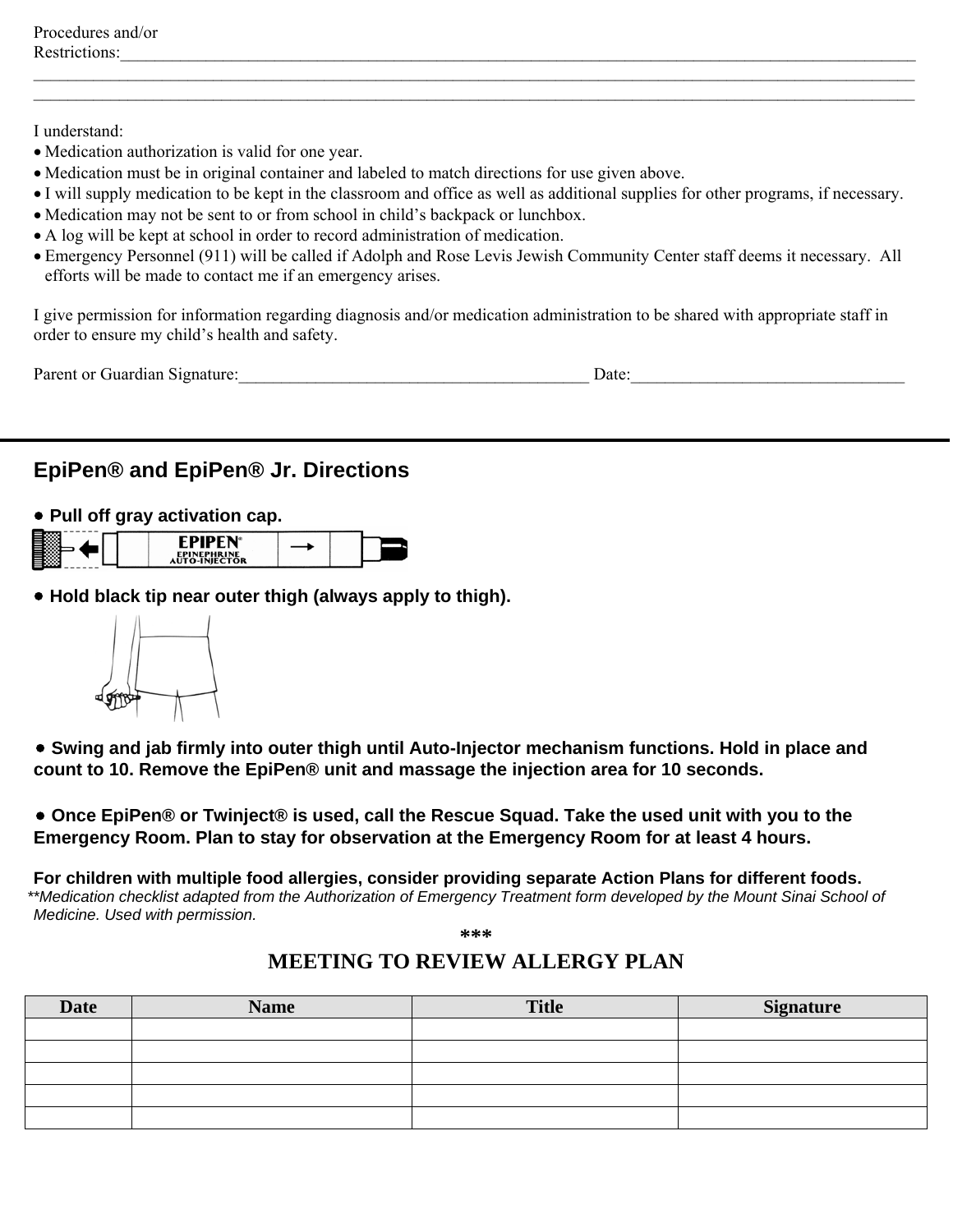Procedures and/or Restrictions:\_\_\_\_\_\_\_\_\_\_\_\_\_\_\_\_\_\_\_\_\_\_\_\_\_\_\_\_\_\_\_\_\_\_\_\_\_\_\_\_\_\_\_\_\_\_\_\_\_\_\_\_\_\_\_\_\_\_\_\_\_\_\_\_\_\_\_\_\_\_\_\_\_\_\_\_\_\_\_\_\_\_\_\_\_\_\_\_\_\_\_\_\_\_\_\_\_\_\_\_

\_\_\_\_\_\_\_\_\_\_\_\_\_\_\_\_\_\_\_\_\_\_\_\_\_\_\_\_\_\_\_\_\_\_\_\_\_\_\_\_\_\_\_\_\_\_\_\_\_\_\_\_\_\_\_\_\_\_\_\_\_\_\_\_\_\_\_\_\_\_\_\_\_\_\_\_\_\_\_\_\_\_\_\_\_\_\_\_\_\_\_\_\_\_\_\_\_\_\_\_\_\_\_\_\_\_\_\_\_\_\_\_

\_\_\_\_\_\_\_\_\_\_\_\_\_\_\_\_\_\_\_\_\_\_\_\_\_\_\_\_\_\_\_\_\_\_\_\_\_\_\_\_\_\_\_\_\_\_\_\_\_\_\_\_\_\_\_\_\_\_\_\_\_\_\_\_\_\_\_\_\_\_\_\_\_\_\_\_\_\_\_\_\_\_\_\_\_\_\_\_\_\_\_\_\_\_\_\_\_\_\_\_\_\_\_\_\_\_\_\_\_\_\_\_

I understand:

- Medication authorization is valid for one year.
- Medication must be in original container and labeled to match directions for use given above.
- I will supply medication to be kept in the classroom and office as well as additional supplies for other programs, if necessary.
- Medication may not be sent to or from school in child's backpack or lunchbox.
- A log will be kept at school in order to record administration of medication.
- Emergency Personnel (911) will be called if Adolph and Rose Levis Jewish Community Center staff deems it necessary. All efforts will be made to contact me if an emergency arises.

I give permission for information regarding diagnosis and/or medication administration to be shared with appropriate staff in order to ensure my child's health and safety.

Parent or Guardian Signature:\_\_\_\_\_\_\_\_\_\_\_\_\_\_\_\_\_\_\_\_\_\_\_\_\_\_\_\_\_\_\_\_\_\_\_\_\_\_\_\_\_\_ Date:\_\_\_\_\_\_\_\_\_\_\_\_\_\_\_\_\_\_\_\_\_\_\_\_\_\_\_\_\_\_\_\_

## EpiPen® and EpiPen® Jr. Directions

- **Pull off gray activation cap.**
- **Hold black tip near outer thigh (always apply to thigh).**
- **Swing and jab firmly into outer thigh until Auto-Injector mechanism functions. Hold in place and count to 10. Remove the EpiPen® unit and massage the injection area for 10 seconds.**
- **Once EpiPen® or Twinject® is used, call the Rescue Squad. Take the used unit with you to the Emergency Room. Plan to stay for observation at the Emergency Room for at least 4 hours.**

**For children with multiple food allergies, consider providing separate Action Plans for different foods.**

*\*\*Medication checklist adapted from the Authorization of Emergency Treatment form developed by the Mount Sinai School of Medicine. Used with permission.*

\*\*\*

## MEETING TO REVIEW ALLERGY PLAN

| Date | Name | Title | Signature |
|---|---|---|---|
| | | | |
| | | | |
| | | | |
| | | | |
| | | | |